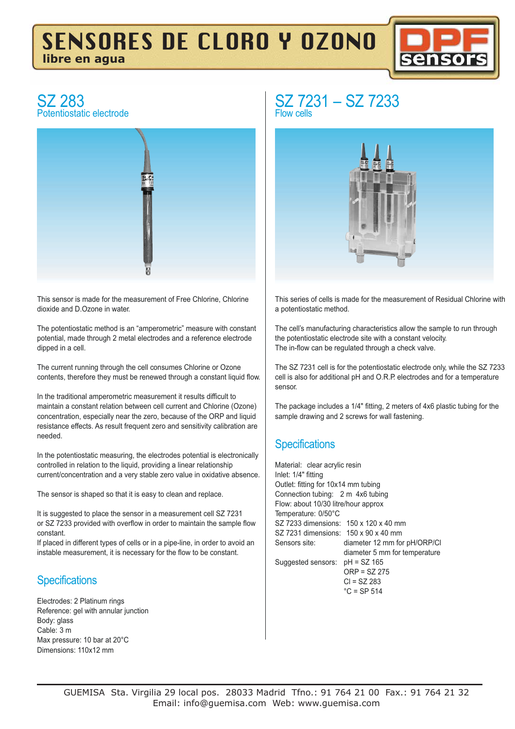# SENSORES DE CLORO Y OZONO

**libre en agua**

## SZ 283

### Potentiostatic electrode

This sensor is made for the measurement of Free Chlorine, Chlorine dioxide and D.Ozone in water.

The potentiostatic method is an "amperometric" measure with constant potential, made through 2 metal electrodes and a reference electrode dipped in a cell.

The current running through the cell consumes Chlorine or Ozone contents, therefore they must be renewed through a constant liquid flow.

In the traditional amperometric measurement it results difficult to maintain a constant relation between cell current and Chlorine (Ozone) concentration, especially near the zero, because of the ORP and liquid resistance effects. As result frequent zero and sensitivity calibration are needed.

In the potentiostatic measuring, the electrodes potential is electronically controlled in relation to the liquid, providing a linear relationship current/concentration and a very stable zero value in oxidative absence.

The sensor is shaped so that it is easy to clean and replace.

It is suggested to place the sensor in a measurement cell SZ 7231 or SZ 7233 provided with overflow in order to maintain the sample flow constant.
If placed in different types of cells or in a pipe-line, in order to avoid an instable measurement, it is necessary for the flow to be constant.

### Specifications

Electrodes: 2 Platinum rings
Reference: gel with annular junction
Body: glass
Cable: 3 m
Max pressure: 10 bar at 20°C
Dimensions: 110x12 mm

## SZ 7231 – SZ 7233

### Flow cells

This series of cells is made for the measurement of Residual Chlorine with a potentiostatic method.

The cell's manufacturing characteristics allow the sample to run through the potentiostatic electrode site with a constant velocity.
The in-flow can be regulated through a check valve.

The SZ 7231 cell is for the potentiostatic electrode only, while the SZ 7233 cell is also for additional pH and O.R.P. electrodes and for a temperature sensor.

The package includes a 1/4" fitting, 2 meters of 4x6 plastic tubing for the sample drawing and 2 screws for wall fastening.

### Specifications

Material: clear acrylic resin
Inlet: 1/4" fitting
Outlet: fitting for 10x14 mm tubing
Connection tubing: 2 m 4x6 tubing
Flow: about 10/30 litre/hour approx
Temperature: 0/50°C
SZ 7233 dimensions: 150 x 120 x 40 mm
SZ 7231 dimensions: 150 x 90 x 40 mm
Sensors site: diameter 12 mm for pH/ORP/Cl
diameter 5 mm for temperature
Suggested sensors: pH = SZ 165
ORP = SZ 275
Cl = SZ 283
°C = SP 514

GUEMISA Sta. Virgilia 29 local pos. 28033 Madrid Tfno.: 91 764 21 00 Fax.: 91 764 21 32
Email: info@guemisa.com Web: www.guemisa.com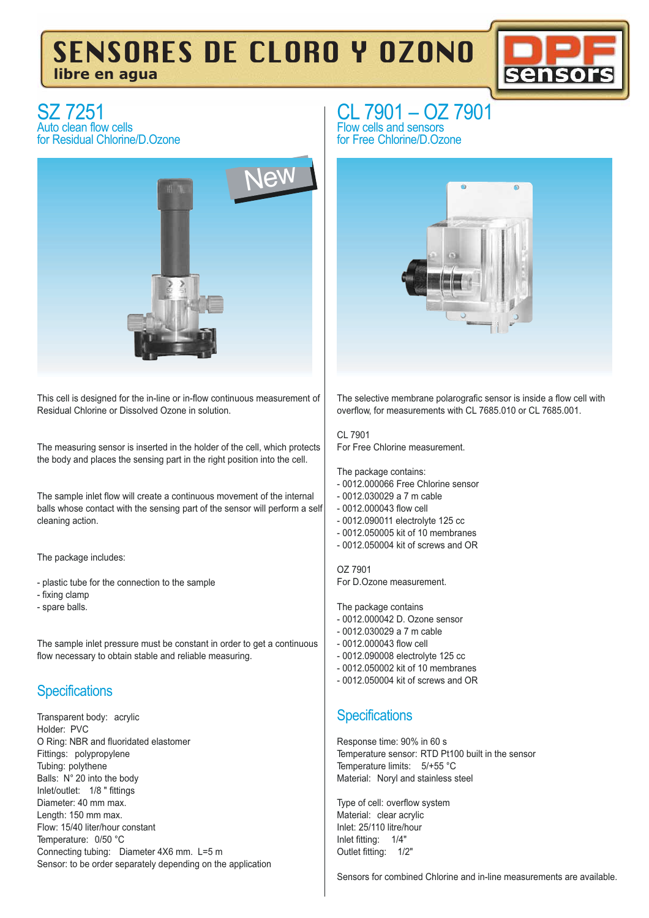# SENSORES DE CLORO Y OZONO

**libre en agua**

DPF sensors

## SZ 7251

### Auto clean flow cells for Residual Chlorine/D.Ozone

New

This cell is designed for the in-line or in-flow continuous measurement of Residual Chlorine or Dissolved Ozone in solution.

The measuring sensor is inserted in the holder of the cell, which protects the body and places the sensing part in the right position into the cell.

The sample inlet flow will create a continuous movement of the internal balls whose contact with the sensing part of the sensor will perform a self cleaning action.

The package includes:

- plastic tube for the connection to the sample
- fixing clamp
- spare balls.

The sample inlet pressure must be constant in order to get a continuous flow necessary to obtain stable and reliable measuring.

### Specifications

Transparent body: acrylic
Holder: PVC
O Ring: NBR and fluoridated elastomer
Fittings: polypropylene
Tubing: polythene
Balls: N° 20 into the body
Inlet/outlet: 1/8 " fittings
Diameter: 40 mm max.
Length: 150 mm max.
Flow: 15/40 liter/hour constant
Temperature: 0/50 °C
Connecting tubing: Diameter 4X6 mm. L=5 m
Sensor: to be order separately depending on the application

## CL 7901 – OZ 7901

### Flow cells and sensors for Free Chlorine/D.Ozone

The selective membrane polarografic sensor is inside a flow cell with overflow, for measurements with CL 7685.010 or CL 7685.001.

CL 7901
For Free Chlorine measurement.

The package contains:
- 0012.000066 Free Chlorine sensor
- 0012.030029 a 7 m cable
- 0012.000043 flow cell
- 0012.090011 electrolyte 125 cc
- 0012.050005 kit of 10 membranes
- 0012.050004 kit of screws and OR

OZ 7901
For D.Ozone measurement.

The package contains
- 0012.000042 D. Ozone sensor
- 0012.030029 a 7 m cable
- 0012.000043 flow cell
- 0012.090008 electrolyte 125 cc
- 0012.050002 kit of 10 membranes
- 0012.050004 kit of screws and OR

### Specifications

Response time: 90% in 60 s
Temperature sensor: RTD Pt100 built in the sensor
Temperature limits: 5/+55 °C
Material: Noryl and stainless steel

Type of cell: overflow system
Material: clear acrylic
Inlet: 25/110 litre/hour
Inlet fitting: 1/4"
Outlet fitting: 1/2"

Sensors for combined Chlorine and in-line measurements are available.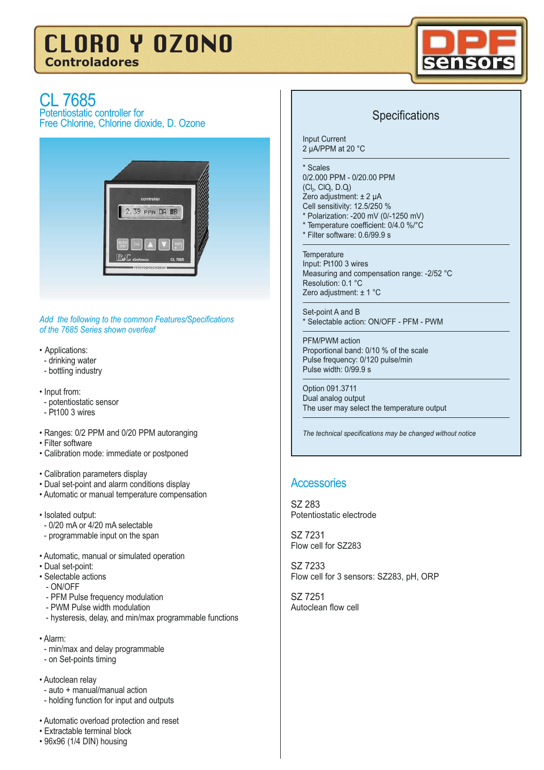# CLORO Y OZONO
## Controladores

DPF sensors

## CL 7685

Potentiostatic controller for
Free Chlorine, Chlorine dioxide, D. Ozone

*Add the following to the common Features/Specifications of the 7685 Series shown overleaf*

- Applications:
  - drinking water
  - bottling industry
- Input from:
  - potentiostatic sensor
  - Pt100 3 wires
- Ranges: 0/2 PPM and 0/20 PPM autoranging
- Filter software
- Calibration mode: immediate or postponed
- Calibration parameters display
- Dual set-point and alarm conditions display
- Automatic or manual temperature compensation
- Isolated output:
  - 0/20 mA or 4/20 mA selectable
  - programmable input on the span
- Automatic, manual or simulated operation
- Dual set-point:
- Selectable actions
  - ON/OFF
  - PFM Pulse frequency modulation
  - PWM Pulse width modulation
  - hysteresis, delay, and min/max programmable functions
- Alarm:
  - min/max and delay programmable
  - on Set-points timing
- Autoclean relay
  - auto + manual/manual action
  - holding function for input and outputs
- Automatic overload protection and reset
- Extractable terminal block
- 96x96 (1/4 DIN) housing

## Specifications

Input Current
2 µA/PPM at 20 °C

---

* Scales
0/2.000 PPM - 0/20.00 PPM
($Cl_2$, $ClO_2$, D.$O_3$)
Zero adjustment: ± 2 µA
Cell sensitivity: 12.5/250 %
* Polarization: -200 mV (0/-1250 mV)
* Temperature coefficient: 0/4.0 %/°C
* Filter software: 0.6/99.9 s

---

Temperature
Input: Pt100 3 wires
Measuring and compensation range: -2/52 °C
Resolution: 0.1 °C
Zero adjustment: ± 1 °C

---

Set-point A and B
* Selectable action: ON/OFF - PFM - PWM

---

PFM/PWM action
Proportional band: 0/10 % of the scale
Pulse frequency: 0/120 pulse/min
Pulse width: 0/99.9 s

---

Option 091.3711
Dual analog output
The user may select the temperature output

---

*The technical specifications may be changed without notice*

## Accessories

SZ 283
Potentiostatic electrode

SZ 7231
Flow cell for SZ283

SZ 7233
Flow cell for 3 sensors: SZ283, pH, ORP

SZ 7251
Autoclean flow cell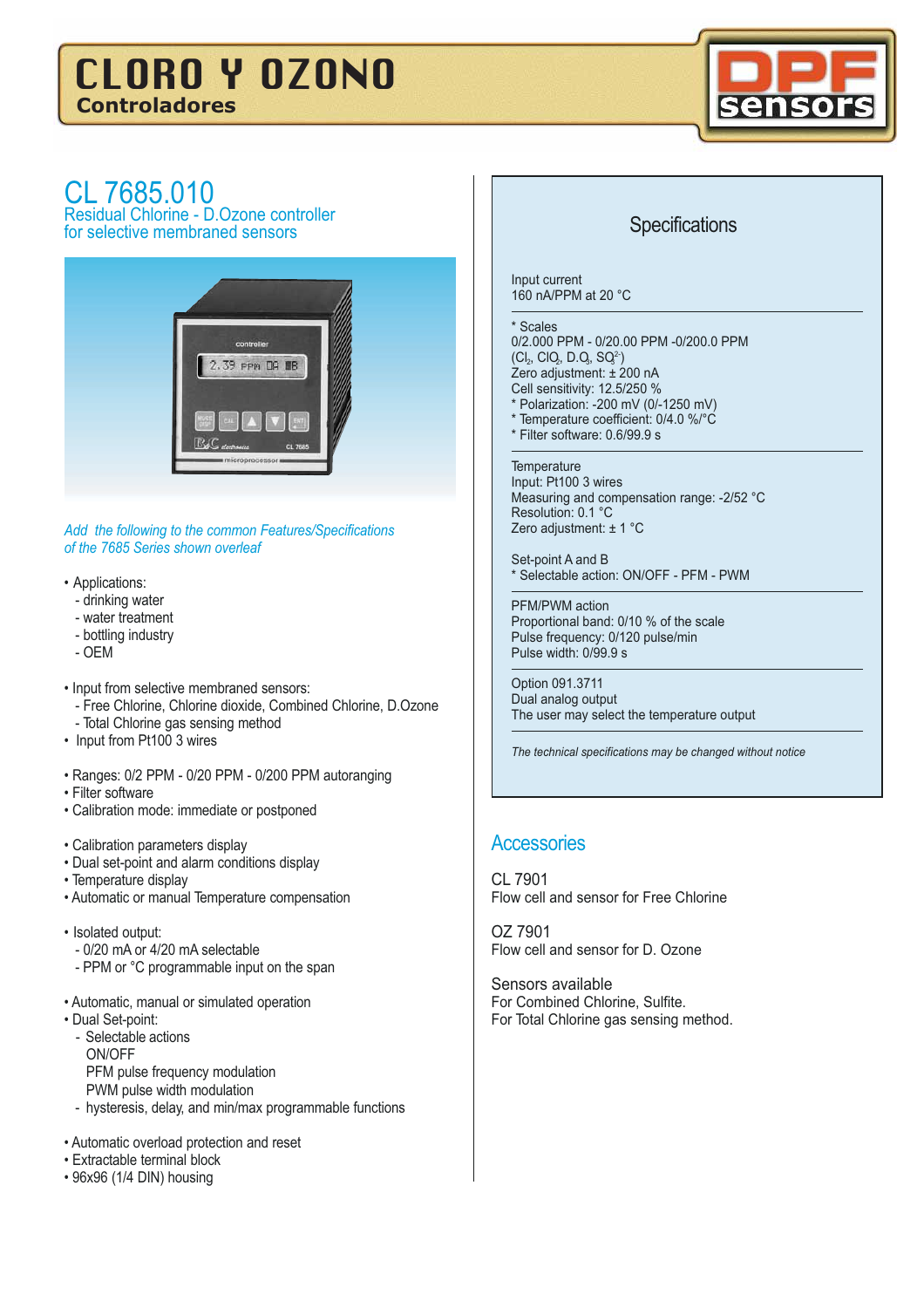# CLORO Y OZONO

## Controladores

## CL 7685.010

Residual Chlorine - D.Ozone controller
for selective membraned sensors

*Add the following to the common Features/Specifications of the 7685 Series shown overleaf*

- Applications:
  - drinking water
  - water treatment
  - bottling industry
  - OEM

- Input from selective membraned sensors:
  - Free Chlorine, Chlorine dioxide, Combined Chlorine, D.Ozone
  - Total Chlorine gas sensing method
- Input from Pt100 3 wires

- Ranges: 0/2 PPM - 0/20 PPM - 0/200 PPM autoranging
- Filter software
- Calibration mode: immediate or postponed

- Calibration parameters display
- Dual set-point and alarm conditions display
- Temperature display
- Automatic or manual Temperature compensation

- Isolated output:
  - 0/20 mA or 4/20 mA selectable
  - PPM or °C programmable input on the span

- Automatic, manual or simulated operation
- Dual Set-point:
  - Selectable actions
    ON/OFF
    PFM pulse frequency modulation
    PWM pulse width modulation
  - hysteresis, delay, and min/max programmable functions

- Automatic overload protection and reset
- Extractable terminal block
- 96x96 (1/4 DIN) housing

### Specifications

Input current
160 nA/PPM at 20 °C

* Scales
0/2.000 PPM - 0/20.00 PPM -0/200.0 PPM
($Cl_2$, $ClO_2$, D.$O_3$, $SO_3^{2-}$)
Zero adjustment: ± 200 nA
Cell sensitivity: 12.5/250 %
* Polarization: -200 mV (0/-1250 mV)
* Temperature coefficient: 0/4.0 %/°C
* Filter software: 0.6/99.9 s

Temperature
Input: Pt100 3 wires
Measuring and compensation range: -2/52 °C
Resolution: 0.1 °C
Zero adjustment: ± 1 °C

Set-point A and B
* Selectable action: ON/OFF - PFM - PWM

PFM/PWM action
Proportional band: 0/10 % of the scale
Pulse frequency: 0/120 pulse/min
Pulse width: 0/99.9 s

Option 091.3711
Dual analog output
The user may select the temperature output

*The technical specifications may be changed without notice*

### Accessories

CL 7901
Flow cell and sensor for Free Chlorine

OZ 7901
Flow cell and sensor for D. Ozone

Sensors available
For Combined Chlorine, Sulfite.
For Total Chlorine gas sensing method.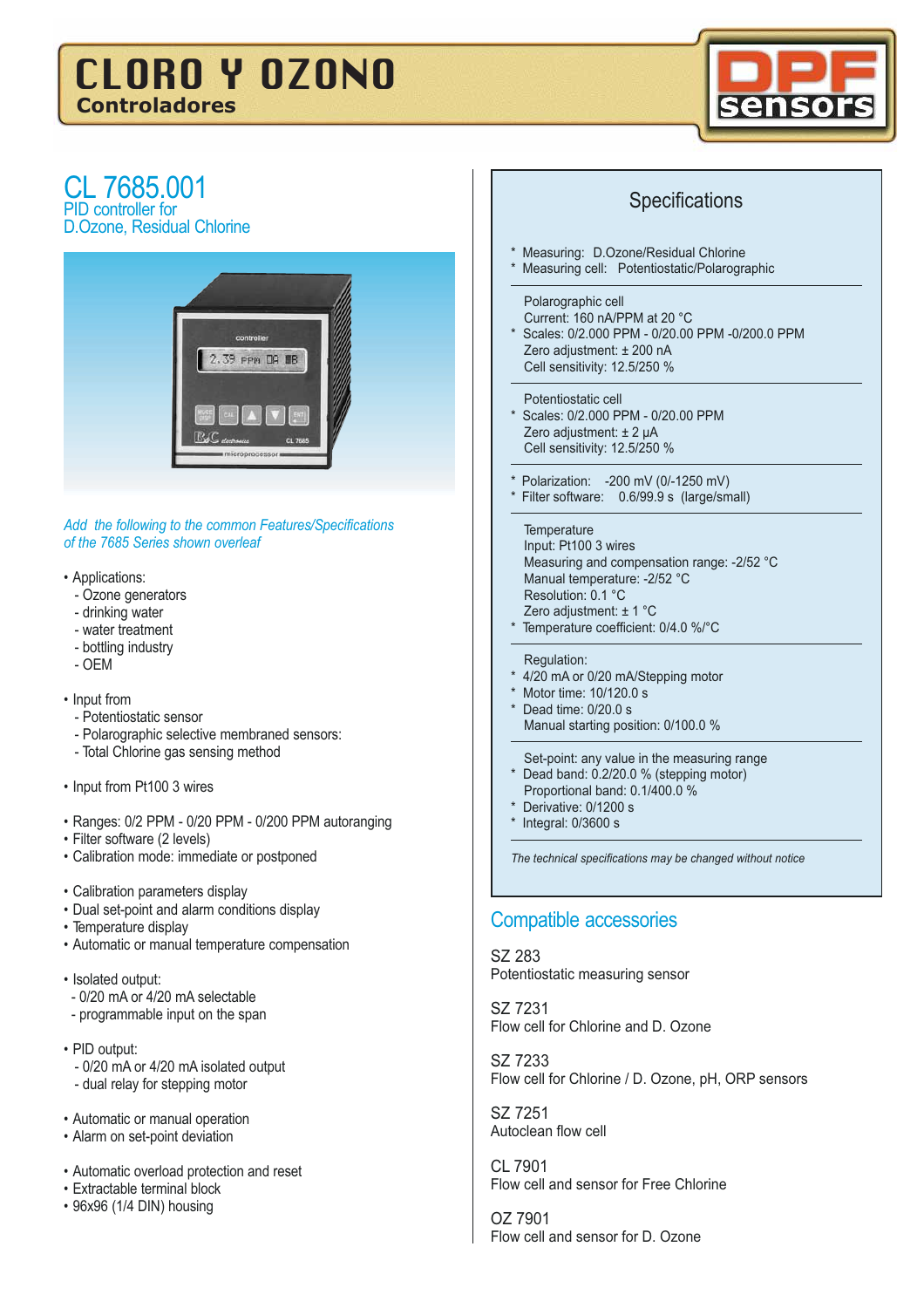# CLORO Y OZONO
## Controladores

# CL 7685.001
PID controller for
D.Ozone, Residual Chlorine

*Add the following to the common Features/Specifications of the 7685 Series shown overleaf*

- Applications:
  - Ozone generators
  - drinking water
  - water treatment
  - bottling industry
  - OEM

- Input from
  - Potentiostatic sensor
  - Polarographic selective membraned sensors:
  - Total Chlorine gas sensing method

- Input from Pt100 3 wires

- Ranges: 0/2 PPM - 0/20 PPM - 0/200 PPM autoranging
- Filter software (2 levels)
- Calibration mode: immediate or postponed

- Calibration parameters display
- Dual set-point and alarm conditions display
- Temperature display
- Automatic or manual temperature compensation

- Isolated output:
  - 0/20 mA or 4/20 mA selectable
  - programmable input on the span

- PID output:
  - 0/20 mA or 4/20 mA isolated output
  - dual relay for stepping motor

- Automatic or manual operation
- Alarm on set-point deviation

- Automatic overload protection and reset
- Extractable terminal block
- 96x96 (1/4 DIN) housing

## Specifications

* Measuring: D.Ozone/Residual Chlorine
* Measuring cell: Potentiostatic/Polarographic

---

Polarographic cell
Current: 160 nA/PPM at 20 °C
* Scales: 0/2.000 PPM - 0/20.00 PPM -0/200.0 PPM
Zero adjustment: ± 200 nA
Cell sensitivity: 12.5/250 %

---

Potentiostatic cell
* Scales: 0/2.000 PPM - 0/20.00 PPM
Zero adjustment: ± 2 µA
Cell sensitivity: 12.5/250 %

---

* Polarization: -200 mV (0/-1250 mV)
* Filter software: 0.6/99.9 s (large/small)

---

Temperature
Input: Pt100 3 wires
Measuring and compensation range: -2/52 °C
Manual temperature: -2/52 °C
Resolution: 0.1 °C
Zero adjustment: ± 1 °C
* Temperature coefficient: 0/4.0 %/°C

---

Regulation:
* 4/20 mA or 0/20 mA/Stepping motor
* Motor time: 10/120.0 s
* Dead time: 0/20.0 s
Manual starting position: 0/100.0 %

---

Set-point: any value in the measuring range
* Dead band: 0.2/20.0 % (stepping motor)
Proportional band: 0.1/400.0 %
* Derivative: 0/1200 s
* Integral: 0/3600 s

---

*The technical specifications may be changed without notice*

## Compatible accessories

SZ 283
Potentiostatic measuring sensor

SZ 7231
Flow cell for Chlorine and D. Ozone

SZ 7233
Flow cell for Chlorine / D. Ozone, pH, ORP sensors

SZ 7251
Autoclean flow cell

CL 7901
Flow cell and sensor for Free Chlorine

OZ 7901
Flow cell and sensor for D. Ozone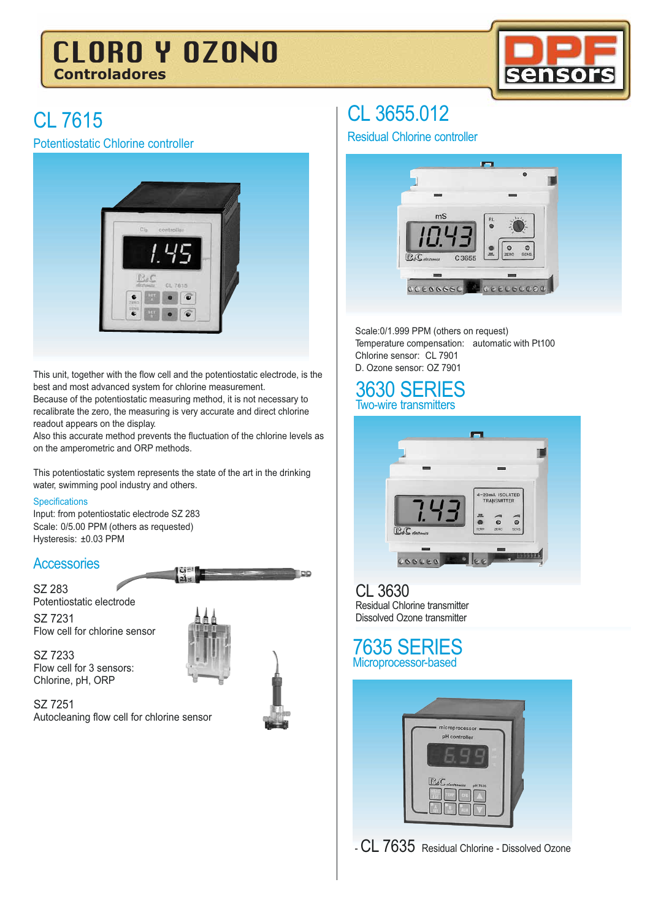# CLORO Y OZONO

**Controladores**

## CL 7615

### Potentiostatic Chlorine controller

This unit, together with the flow cell and the potentiostatic electrode, is the best and most advanced system for chlorine measurement.
Because of the potentiostatic measuring method, it is not necessary to recalibrate the zero, the measuring is very accurate and direct chlorine readout appears on the display.
Also this accurate method prevents the fluctuation of the chlorine levels as on the amperometric and ORP methods.

This potentiostatic system represents the state of the art in the drinking water, swimming pool industry and others.

#### Specifications

Input: from potentiostatic electrode SZ 283
Scale: 0/5.00 PPM (others as requested)
Hysteresis: ±0.03 PPM

### Accessories

SZ 283
Potentiostatic electrode

SZ 7231
Flow cell for chlorine sensor

SZ 7233
Flow cell for 3 sensors:
Chlorine, pH, ORP

SZ 7251
Autocleaning flow cell for chlorine sensor

## CL 3655.012

### Residual Chlorine controller

Scale:0/1.999 PPM (others on request)
Temperature compensation: automatic with Pt100
Chlorine sensor: CL 7901
D. Ozone sensor: OZ 7901

## 3630 SERIES

### Two-wire transmitters

CL 3630
Residual Chlorine transmitter
Dissolved Ozone transmitter

## 7635 SERIES

### Microprocessor-based

- CL 7635 Residual Chlorine - Dissolved Ozone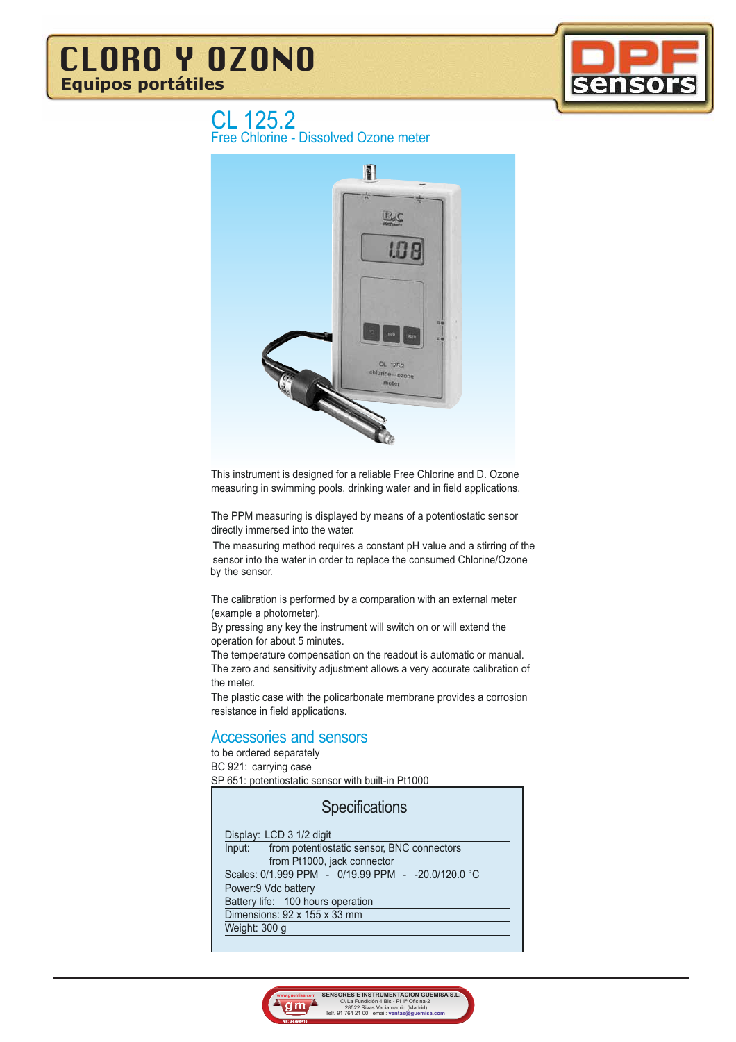# CLORO Y OZONO

**Equipos portátiles**

## CL 125.2

### Free Chlorine - Dissolved Ozone meter

This instrument is designed for a reliable Free Chlorine and D. Ozone measuring in swimming pools, drinking water and in field applications.

The PPM measuring is displayed by means of a potentiostatic sensor directly immersed into the water.

The measuring method requires a constant pH value and a stirring of the sensor into the water in order to replace the consumed Chlorine/Ozone by the sensor.

The calibration is performed by a comparation with an external meter (example a photometer).

By pressing any key the instrument will switch on or will extend the operation for about 5 minutes.

The temperature compensation on the readout is automatic or manual.

The zero and sensitivity adjustment allows a very accurate calibration of the meter.

The plastic case with the policarbonate membrane provides a corrosion resistance in field applications.

### Accessories and sensors

to be ordered separately

BC 921: carrying case

SP 651: potentiostatic sensor with built-in Pt1000

### Specifications

| | |
|---|---|
| Display: | LCD 3 1/2 digit |
| Input: | from potentiostatic sensor, BNC connectors<br>from Pt1000, jack connector |
| Scales: | 0/1.999 PPM - 0/19.99 PPM - -20.0/120.0 °C |
| Power: | 9 Vdc battery |
| Battery life: | 100 hours operation |
| Dimensions: | 92 x 155 x 33 mm |
| Weight: | 300 g |

SENSORES E INSTRUMENTACION GUEMISA S.L.
C\ La Fundición 4 Bis - Pl 1ª Oficina-2
28522 Rivas Vaciamadrid (Madrid)
Telf. 91 764 21 00 email: ventas@guemisa.com